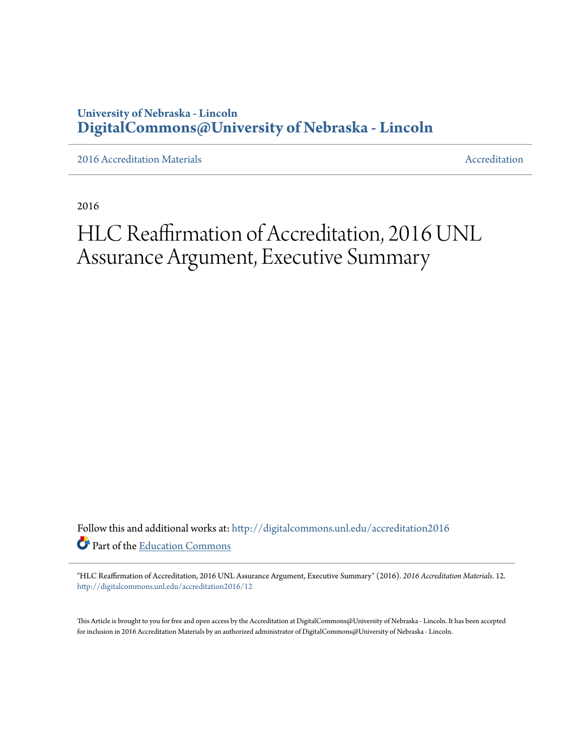**University of Nebraska - Lincoln**
**DigitalCommons@University of Nebraska - Lincoln**

2016 Accreditation Materials | Accreditation

2016

# HLC Reaffirmation of Accreditation, 2016 UNL Assurance Argument, Executive Summary

Follow this and additional works at: http://digitalcommons.unl.edu/accreditation2016

Part of the Education Commons

"HLC Reaffirmation of Accreditation, 2016 UNL Assurance Argument, Executive Summary" (2016). *2016 Accreditation Materials*. 12.
http://digitalcommons.unl.edu/accreditation2016/12

This Article is brought to you for free and open access by the Accreditation at DigitalCommons@University of Nebraska - Lincoln. It has been accepted for inclusion in 2016 Accreditation Materials by an authorized administrator of DigitalCommons@University of Nebraska - Lincoln.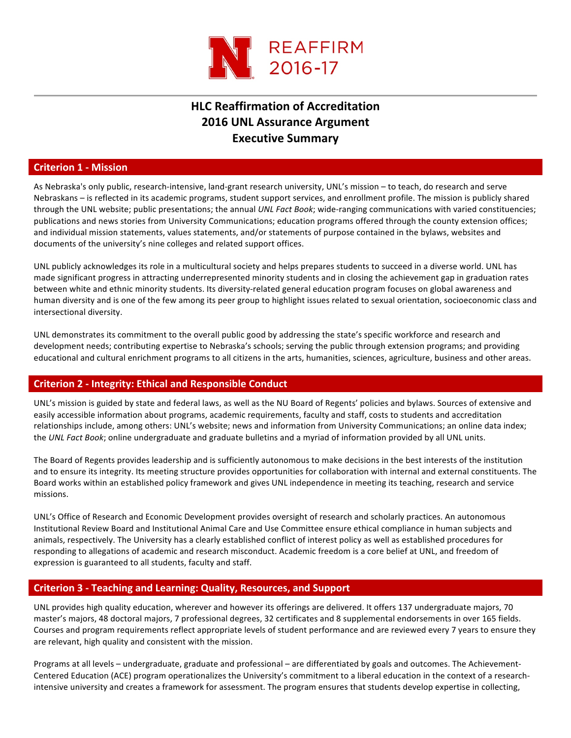# HLC Reaffirmation of Accreditation
# 2016 UNL Assurance Argument
# Executive Summary

## Criterion 1 - Mission

As Nebraska's only public, research-intensive, land-grant research university, UNL's mission – to teach, do research and serve Nebraskans – is reflected in its academic programs, student support services, and enrollment profile. The mission is publicly shared through the UNL website; public presentations; the annual *UNL Fact Book*; wide-ranging communications with varied constituencies; publications and news stories from University Communications; education programs offered through the county extension offices; and individual mission statements, values statements, and/or statements of purpose contained in the bylaws, websites and documents of the university's nine colleges and related support offices.

UNL publicly acknowledges its role in a multicultural society and helps prepares students to succeed in a diverse world. UNL has made significant progress in attracting underrepresented minority students and in closing the achievement gap in graduation rates between white and ethnic minority students. Its diversity-related general education program focuses on global awareness and human diversity and is one of the few among its peer group to highlight issues related to sexual orientation, socioeconomic class and intersectional diversity.

UNL demonstrates its commitment to the overall public good by addressing the state's specific workforce and research and development needs; contributing expertise to Nebraska's schools; serving the public through extension programs; and providing educational and cultural enrichment programs to all citizens in the arts, humanities, sciences, agriculture, business and other areas.

## Criterion 2 - Integrity: Ethical and Responsible Conduct

UNL's mission is guided by state and federal laws, as well as the NU Board of Regents' policies and bylaws. Sources of extensive and easily accessible information about programs, academic requirements, faculty and staff, costs to students and accreditation relationships include, among others: UNL's website; news and information from University Communications; an online data index; the *UNL Fact Book*; online undergraduate and graduate bulletins and a myriad of information provided by all UNL units.

The Board of Regents provides leadership and is sufficiently autonomous to make decisions in the best interests of the institution and to ensure its integrity. Its meeting structure provides opportunities for collaboration with internal and external constituents. The Board works within an established policy framework and gives UNL independence in meeting its teaching, research and service missions.

UNL's Office of Research and Economic Development provides oversight of research and scholarly practices. An autonomous Institutional Review Board and Institutional Animal Care and Use Committee ensure ethical compliance in human subjects and animals, respectively. The University has a clearly established conflict of interest policy as well as established procedures for responding to allegations of academic and research misconduct. Academic freedom is a core belief at UNL, and freedom of expression is guaranteed to all students, faculty and staff.

## Criterion 3 - Teaching and Learning: Quality, Resources, and Support

UNL provides high quality education, wherever and however its offerings are delivered. It offers 137 undergraduate majors, 70 master's majors, 48 doctoral majors, 7 professional degrees, 32 certificates and 8 supplemental endorsements in over 165 fields. Courses and program requirements reflect appropriate levels of student performance and are reviewed every 7 years to ensure they are relevant, high quality and consistent with the mission.

Programs at all levels – undergraduate, graduate and professional – are differentiated by goals and outcomes. The Achievement-Centered Education (ACE) program operationalizes the University's commitment to a liberal education in the context of a research-intensive university and creates a framework for assessment. The program ensures that students develop expertise in collecting,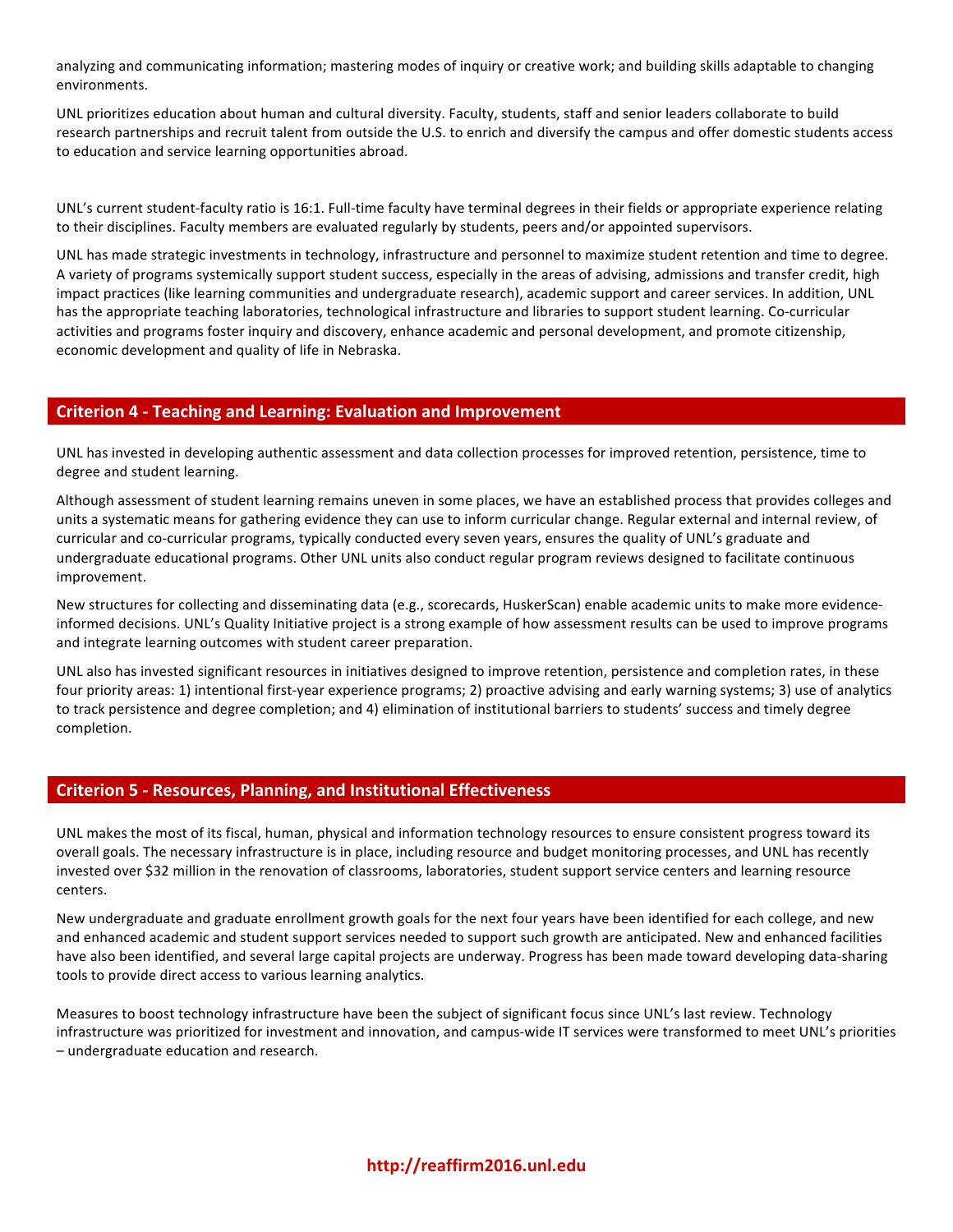analyzing and communicating information; mastering modes of inquiry or creative work; and building skills adaptable to changing environments.

UNL prioritizes education about human and cultural diversity. Faculty, students, staff and senior leaders collaborate to build research partnerships and recruit talent from outside the U.S. to enrich and diversify the campus and offer domestic students access to education and service learning opportunities abroad.

UNL's current student-faculty ratio is 16:1. Full-time faculty have terminal degrees in their fields or appropriate experience relating to their disciplines. Faculty members are evaluated regularly by students, peers and/or appointed supervisors.

UNL has made strategic investments in technology, infrastructure and personnel to maximize student retention and time to degree. A variety of programs systemically support student success, especially in the areas of advising, admissions and transfer credit, high impact practices (like learning communities and undergraduate research), academic support and career services. In addition, UNL has the appropriate teaching laboratories, technological infrastructure and libraries to support student learning. Co-curricular activities and programs foster inquiry and discovery, enhance academic and personal development, and promote citizenship, economic development and quality of life in Nebraska.

## Criterion 4 - Teaching and Learning: Evaluation and Improvement

UNL has invested in developing authentic assessment and data collection processes for improved retention, persistence, time to degree and student learning.

Although assessment of student learning remains uneven in some places, we have an established process that provides colleges and units a systematic means for gathering evidence they can use to inform curricular change. Regular external and internal review, of curricular and co-curricular programs, typically conducted every seven years, ensures the quality of UNL's graduate and undergraduate educational programs. Other UNL units also conduct regular program reviews designed to facilitate continuous improvement.

New structures for collecting and disseminating data (e.g., scorecards, HuskerScan) enable academic units to make more evidence-informed decisions. UNL's Quality Initiative project is a strong example of how assessment results can be used to improve programs and integrate learning outcomes with student career preparation.

UNL also has invested significant resources in initiatives designed to improve retention, persistence and completion rates, in these four priority areas: 1) intentional first-year experience programs; 2) proactive advising and early warning systems; 3) use of analytics to track persistence and degree completion; and 4) elimination of institutional barriers to students' success and timely degree completion.

## Criterion 5 - Resources, Planning, and Institutional Effectiveness

UNL makes the most of its fiscal, human, physical and information technology resources to ensure consistent progress toward its overall goals. The necessary infrastructure is in place, including resource and budget monitoring processes, and UNL has recently invested over $32 million in the renovation of classrooms, laboratories, student support service centers and learning resource centers.

New undergraduate and graduate enrollment growth goals for the next four years have been identified for each college, and new and enhanced academic and student support services needed to support such growth are anticipated. New and enhanced facilities have also been identified, and several large capital projects are underway. Progress has been made toward developing data-sharing tools to provide direct access to various learning analytics.

Measures to boost technology infrastructure have been the subject of significant focus since UNL's last review. Technology infrastructure was prioritized for investment and innovation, and campus-wide IT services were transformed to meet UNL's priorities – undergraduate education and research.

**http://reaffirm2016.unl.edu**